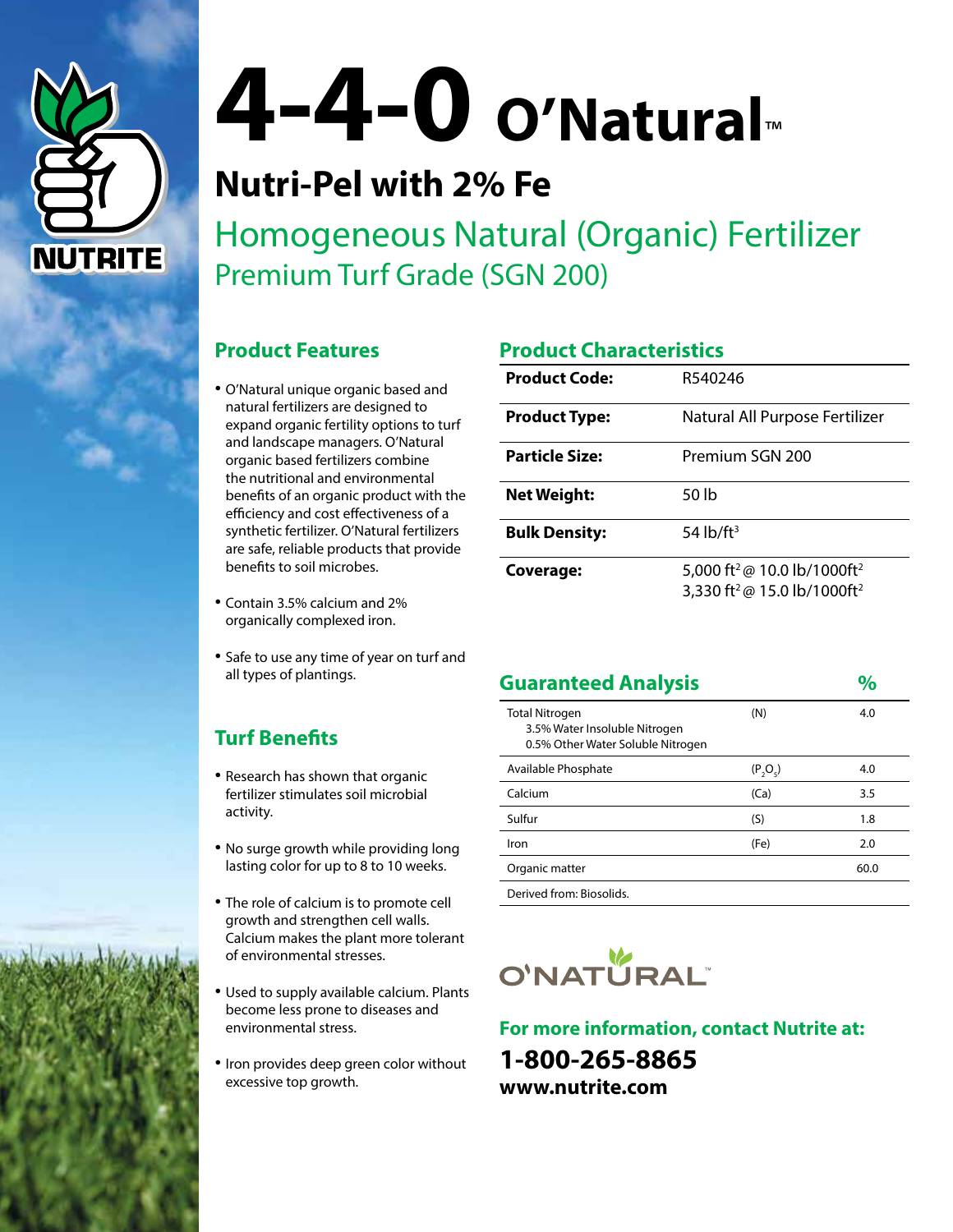NUTRITE

# 4-4-0 O'Natural™

## Nutri-Pel with 2% Fe

## Homogeneous Natural (Organic) Fertilizer

### Premium Turf Grade (SGN 200)

### Product Features

- O'Natural unique organic based and natural fertilizers are designed to expand organic fertility options to turf and landscape managers. O'Natural organic based fertilizers combine the nutritional and environmental benefits of an organic product with the efficiency and cost effectiveness of a synthetic fertilizer. O'Natural fertilizers are safe, reliable products that provide benefits to soil microbes.
- Contain 3.5% calcium and 2% organically complexed iron.
- Safe to use any time of year on turf and all types of plantings.

### Turf Benefits

- Research has shown that organic fertilizer stimulates soil microbial activity.
- No surge growth while providing long lasting color for up to 8 to 10 weeks.
- The role of calcium is to promote cell growth and strengthen cell walls. Calcium makes the plant more tolerant of environmental stresses.
- Used to supply available calcium. Plants become less prone to diseases and environmental stress.
- Iron provides deep green color without excessive top growth.

### Product Characteristics

| | |
|---|---|
| **Product Code:** | R540246 |
| **Product Type:** | Natural All Purpose Fertilizer |
| **Particle Size:** | Premium SGN 200 |
| **Net Weight:** | 50 lb |
| **Bulk Density:** | 54 lb/ft$^3$ |
| **Coverage:** | 5,000 ft$^2$ @ 10.0 lb/1000ft$^2$<br>3,330 ft$^2$ @ 15.0 lb/1000ft$^2$ |

### Guaranteed Analysis

| | | % |
|---|---|---|
| Total Nitrogen<br>3.5% Water Insoluble Nitrogen<br>0.5% Other Water Soluble Nitrogen | (N) | 4.0 |
| Available Phosphate | ($P_2O_5$) | 4.0 |
| Calcium | (Ca) | 3.5 |
| Sulfur | (S) | 1.8 |
| Iron | (Fe) | 2.0 |
| Organic matter | | 60.0 |
| Derived from: Biosolids. | | |

O'NATURAL™

**For more information, contact Nutrite at:**

**1-800-265-8865**

**www.nutrite.com**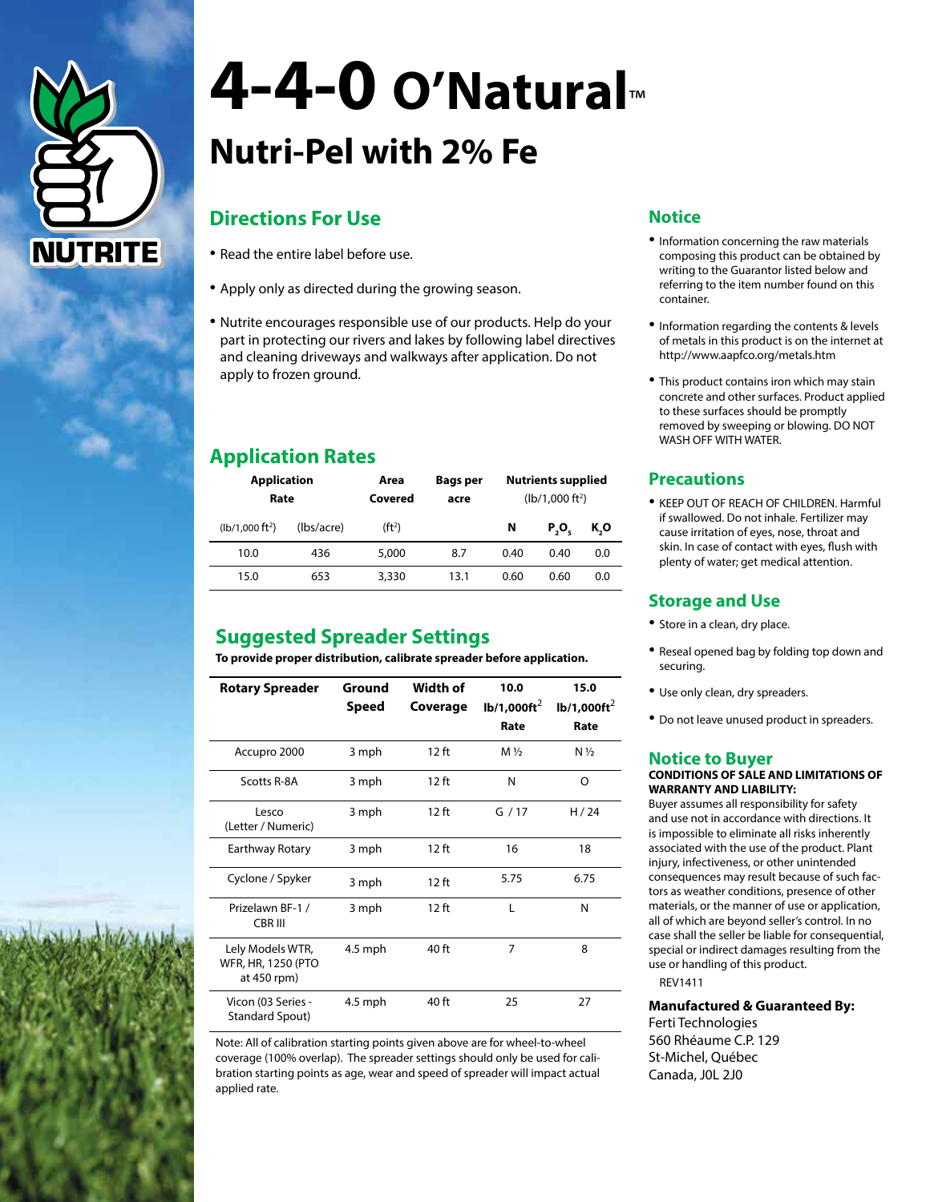NUTRITE

# 4-4-0 O'Natural™

## Nutri-Pel with 2% Fe

## Directions For Use

- Read the entire label before use.
- Apply only as directed during the growing season.
- Nutrite encourages responsible use of our products. Help do your part in protecting our rivers and lakes by following label directives and cleaning driveways and walkways after application. Do not apply to frozen ground.

## Application Rates

| Application Rate | | Area Covered | Bags per acre | Nutrients supplied (lb/1,000 ft²) | | |
|---|---|---|---|---|---|---|
| (lb/1,000 ft²) | (lbs/acre) | (ft²) | | N | $P_2O_5$ | $K_2O$ |
| 10.0 | 436 | 5,000 | 8.7 | 0.40 | 0.40 | 0.0 |
| 15.0 | 653 | 3,330 | 13.1 | 0.60 | 0.60 | 0.0 |

## Suggested Spreader Settings

**To provide proper distribution, calibrate spreader before application.**

| Rotary Spreader | Ground Speed | Width of Coverage | 10.0 lb/1,000ft² Rate | 15.0 lb/1,000ft² Rate |
|---|---|---|---|---|
| Accupro 2000 | 3 mph | 12 ft | M ½ | N ½ |
| Scotts R-8A | 3 mph | 12 ft | N | O |
| Lesco (Letter / Numeric) | 3 mph | 12 ft | G / 17 | H / 24 |
| Earthway Rotary | 3 mph | 12 ft | 16 | 18 |
| Cyclone / Spyker | 3 mph | 12 ft | 5.75 | 6.75 |
| Prizelawn BF-1 / CBR III | 3 mph | 12 ft | L | N |
| Lely Models WTR, WFR, HR, 1250 (PTO at 450 rpm) | 4.5 mph | 40 ft | 7 | 8 |
| Vicon (03 Series - Standard Spout) | 4.5 mph | 40 ft | 25 | 27 |

Note: All of calibration starting points given above are for wheel-to-wheel coverage (100% overlap). The spreader settings should only be used for calibration starting points as age, wear and speed of spreader will impact actual applied rate.

## Notice

- Information concerning the raw materials composing this product can be obtained by writing to the Guarantor listed below and referring to the item number found on this container.
- Information regarding the contents & levels of metals in this product is on the internet at http://www.aapfco.org/metals.htm
- This product contains iron which may stain concrete and other surfaces. Product applied to these surfaces should be promptly removed by sweeping or blowing. DO NOT WASH OFF WITH WATER.

## Precautions

- KEEP OUT OF REACH OF CHILDREN. Harmful if swallowed. Do not inhale. Fertilizer may cause irritation of eyes, nose, throat and skin. In case of contact with eyes, flush with plenty of water; get medical attention.

## Storage and Use

- Store in a clean, dry place.
- Reseal opened bag by folding top down and securing.
- Use only clean, dry spreaders.
- Do not leave unused product in spreaders.

## Notice to Buyer

**CONDITIONS OF SALE AND LIMITATIONS OF WARRANTY AND LIABILITY:**

Buyer assumes all responsibility for safety and use not in accordance with directions. It is impossible to eliminate all risks inherently associated with the use of the product. Plant injury, infectiveness, or other unintended consequences may result because of such factors as weather conditions, presence of other materials, or the manner of use or application, all of which are beyond seller's control. In no case shall the seller be liable for consequential, special or indirect damages resulting from the use or handling of this product.

REV1411

**Manufactured & Guaranteed By:**

Ferti Technologies
560 Rhéaume C.P. 129
St-Michel, Québec
Canada, J0L 2J0